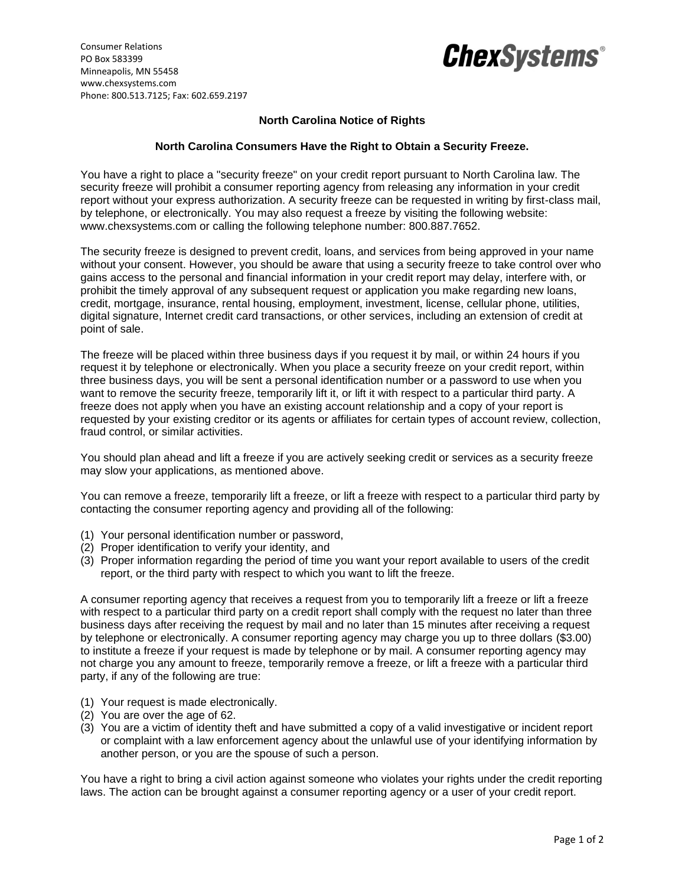Consumer Relations
PO Box 583399
Minneapolis, MN 55458
www.chexsystems.com
Phone: 800.513.7125; Fax: 602.659.2197

**ChexSystems®**

## North Carolina Notice of Rights

### North Carolina Consumers Have the Right to Obtain a Security Freeze.

You have a right to place a "security freeze" on your credit report pursuant to North Carolina law. The security freeze will prohibit a consumer reporting agency from releasing any information in your credit report without your express authorization. A security freeze can be requested in writing by first-class mail, by telephone, or electronically. You may also request a freeze by visiting the following website: www.chexsystems.com or calling the following telephone number: 800.887.7652.

The security freeze is designed to prevent credit, loans, and services from being approved in your name without your consent. However, you should be aware that using a security freeze to take control over who gains access to the personal and financial information in your credit report may delay, interfere with, or prohibit the timely approval of any subsequent request or application you make regarding new loans, credit, mortgage, insurance, rental housing, employment, investment, license, cellular phone, utilities, digital signature, Internet credit card transactions, or other services, including an extension of credit at point of sale.

The freeze will be placed within three business days if you request it by mail, or within 24 hours if you request it by telephone or electronically. When you place a security freeze on your credit report, within three business days, you will be sent a personal identification number or a password to use when you want to remove the security freeze, temporarily lift it, or lift it with respect to a particular third party. A freeze does not apply when you have an existing account relationship and a copy of your report is requested by your existing creditor or its agents or affiliates for certain types of account review, collection, fraud control, or similar activities.

You should plan ahead and lift a freeze if you are actively seeking credit or services as a security freeze may slow your applications, as mentioned above.

You can remove a freeze, temporarily lift a freeze, or lift a freeze with respect to a particular third party by contacting the consumer reporting agency and providing all of the following:

(1) Your personal identification number or password,
(2) Proper identification to verify your identity, and
(3) Proper information regarding the period of time you want your report available to users of the credit report, or the third party with respect to which you want to lift the freeze.

A consumer reporting agency that receives a request from you to temporarily lift a freeze or lift a freeze with respect to a particular third party on a credit report shall comply with the request no later than three business days after receiving the request by mail and no later than 15 minutes after receiving a request by telephone or electronically. A consumer reporting agency may charge you up to three dollars ($3.00) to institute a freeze if your request is made by telephone or by mail. A consumer reporting agency may not charge you any amount to freeze, temporarily remove a freeze, or lift a freeze with a particular third party, if any of the following are true:

(1) Your request is made electronically.
(2) You are over the age of 62.
(3) You are a victim of identity theft and have submitted a copy of a valid investigative or incident report or complaint with a law enforcement agency about the unlawful use of your identifying information by another person, or you are the spouse of such a person.

You have a right to bring a civil action against someone who violates your rights under the credit reporting laws. The action can be brought against a consumer reporting agency or a user of your credit report.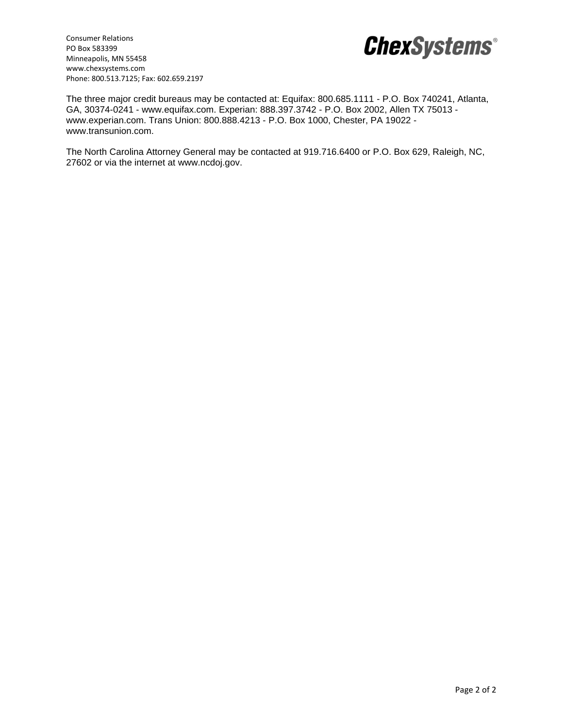Consumer Relations
PO Box 583399
Minneapolis, MN 55458
www.chexsystems.com
Phone: 800.513.7125; Fax: 602.659.2197

**ChexSystems**®

The three major credit bureaus may be contacted at: Equifax: 800.685.1111 - P.O. Box 740241, Atlanta, GA, 30374-0241 - www.equifax.com. Experian: 888.397.3742 - P.O. Box 2002, Allen TX 75013 - www.experian.com. Trans Union: 800.888.4213 - P.O. Box 1000, Chester, PA 19022 - www.transunion.com.

The North Carolina Attorney General may be contacted at 919.716.6400 or P.O. Box 629, Raleigh, NC, 27602 or via the internet at www.ncdoj.gov.